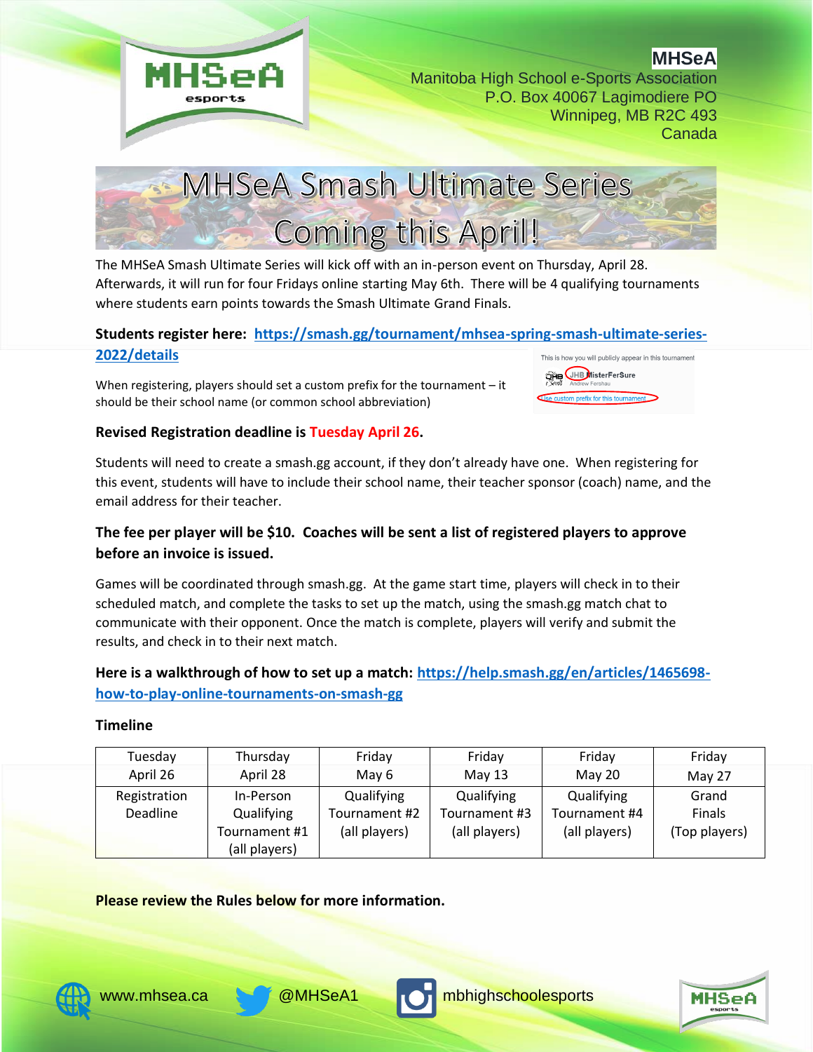**MHSeA**
Manitoba High School e-Sports Association
P.O. Box 40067 Lagimodiere PO
Winnipeg, MB R2C 493
Canada

# MHSeA Smash Ultimate Series Coming this April!

The MHSeA Smash Ultimate Series will kick off with an in-person event on Thursday, April 28. Afterwards, it will run for four Fridays online starting May 6th. There will be 4 qualifying tournaments where students earn points towards the Smash Ultimate Grand Finals.

**Students register here: https://smash.gg/tournament/mhsea-spring-smash-ultimate-series-2022/details**

When registering, players should set a custom prefix for the tournament – it should be their school name (or common school abbreviation)

This is how you will publicly appear in this tournament
JHB MisterFerSure
Andrew Fershau
Use custom prefix for this tournament

**Revised Registration deadline is Tuesday April 26.**

Students will need to create a smash.gg account, if they don't already have one. When registering for this event, students will have to include their school name, their teacher sponsor (coach) name, and the email address for their teacher.

**The fee per player will be $10. Coaches will be sent a list of registered players to approve before an invoice is issued.**

Games will be coordinated through smash.gg. At the game start time, players will check in to their scheduled match, and complete the tasks to set up the match, using the smash.gg match chat to communicate with their opponent. Once the match is complete, players will verify and submit the results, and check in to their next match.

**Here is a walkthrough of how to set up a match: https://help.smash.gg/en/articles/1465698-how-to-play-online-tournaments-on-smash-gg**

**Timeline**

| Tuesday April 26 | Thursday April 28 | Friday May 6 | Friday May 13 | Friday May 20 | Friday May 27 |
|---|---|---|---|---|---|
| Registration Deadline | In-Person Qualifying Tournament #1 (all players) | Qualifying Tournament #2 (all players) | Qualifying Tournament #3 (all players) | Qualifying Tournament #4 (all players) | Grand Finals (Top players) |

**Please review the Rules below for more information.**

www.mhsea.ca @MHSeA1 mbhighschoolesports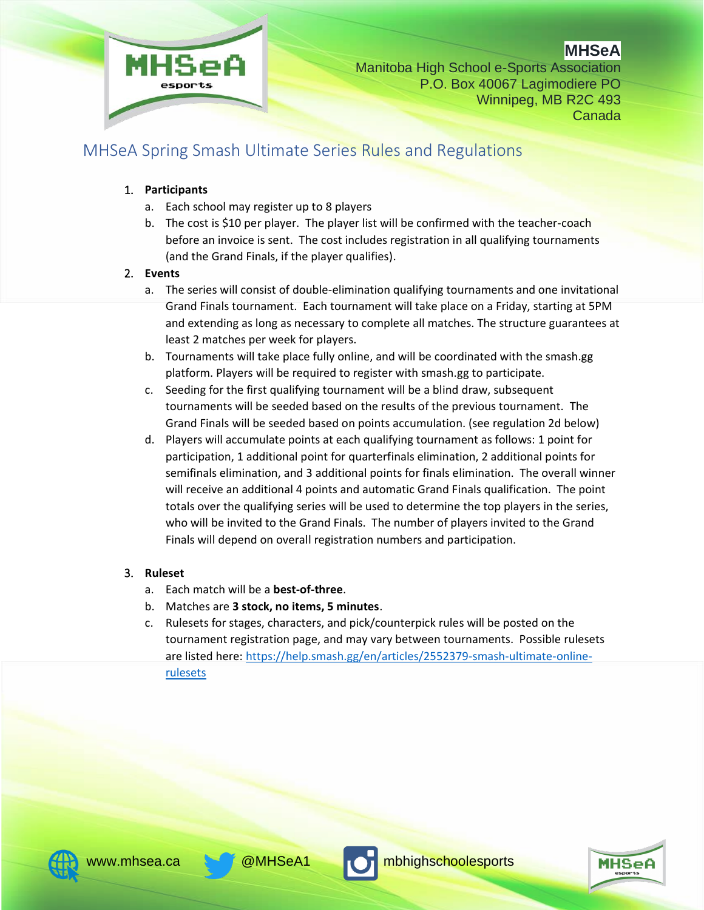MHSeA

Manitoba High School e-Sports Association
P.O. Box 40067 Lagimodiere PO
Winnipeg, MB R2C 493
Canada

# MHSeA Spring Smash Ultimate Series Rules and Regulations

1. **Participants**
   a. Each school may register up to 8 players
   b. The cost is $10 per player. The player list will be confirmed with the teacher-coach before an invoice is sent. The cost includes registration in all qualifying tournaments (and the Grand Finals, if the player qualifies).
2. **Events**
   a. The series will consist of double-elimination qualifying tournaments and one invitational Grand Finals tournament. Each tournament will take place on a Friday, starting at 5PM and extending as long as necessary to complete all matches. The structure guarantees at least 2 matches per week for players.
   b. Tournaments will take place fully online, and will be coordinated with the smash.gg platform. Players will be required to register with smash.gg to participate.
   c. Seeding for the first qualifying tournament will be a blind draw, subsequent tournaments will be seeded based on the results of the previous tournament. The Grand Finals will be seeded based on points accumulation. (see regulation 2d below)
   d. Players will accumulate points at each qualifying tournament as follows: 1 point for participation, 1 additional point for quarterfinals elimination, 2 additional points for semifinals elimination, and 3 additional points for finals elimination. The overall winner will receive an additional 4 points and automatic Grand Finals qualification. The point totals over the qualifying series will be used to determine the top players in the series, who will be invited to the Grand Finals. The number of players invited to the Grand Finals will depend on overall registration numbers and participation.
3. **Ruleset**
   a. Each match will be a **best-of-three**.
   b. Matches are **3 stock, no items, 5 minutes**.
   c. Rulesets for stages, characters, and pick/counterpick rules will be posted on the tournament registration page, and may vary between tournaments. Possible rulesets are listed here: [https://help.smash.gg/en/articles/2552379-smash-ultimate-online-rulesets](https://help.smash.gg/en/articles/2552379-smash-ultimate-online-rulesets)

www.mhsea.ca @MHSeA1 mbhighschoolesports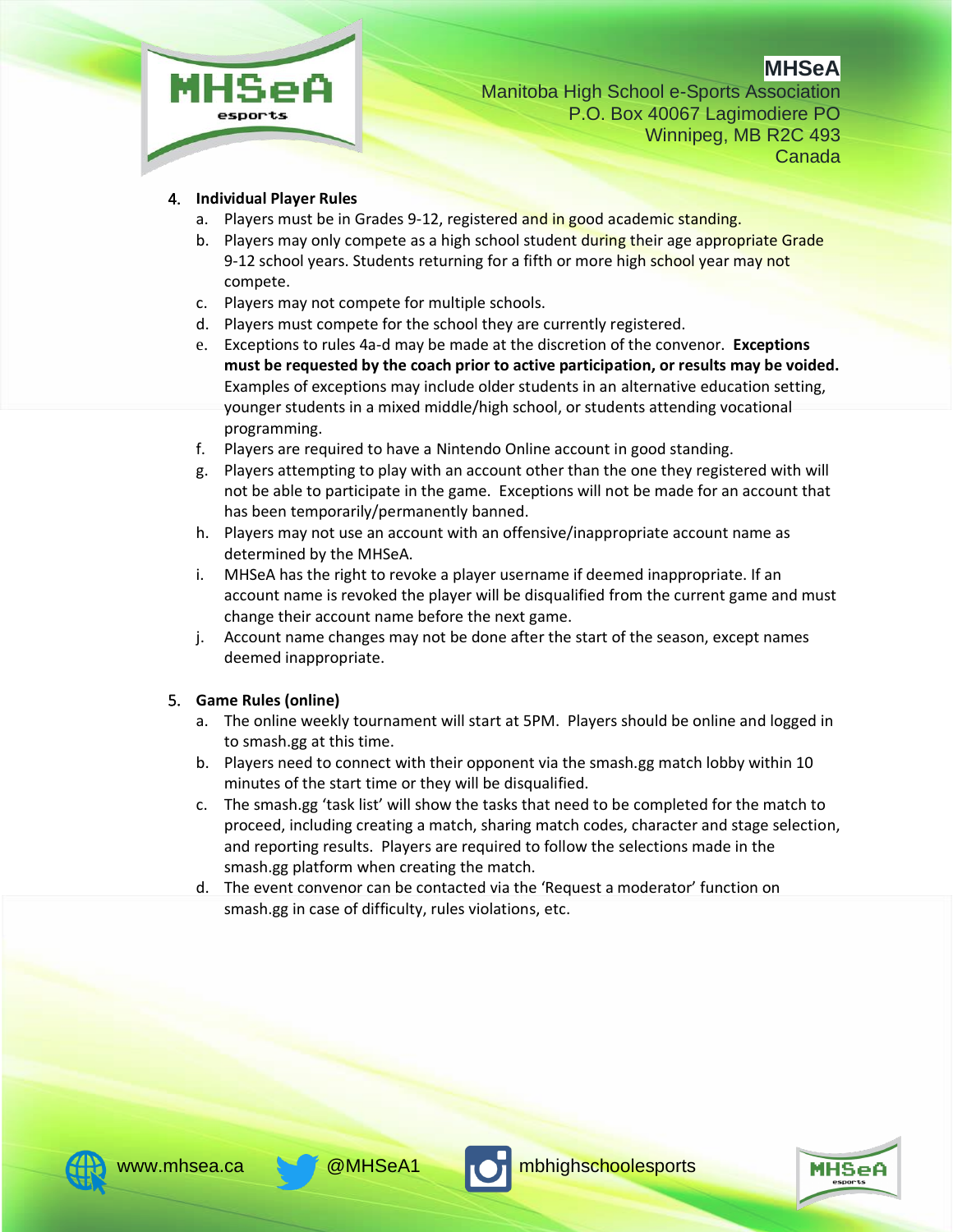4. **Individual Player Rules**
   a. Players must be in Grades 9-12, registered and in good academic standing.
   b. Players may only compete as a high school student during their age appropriate Grade 9-12 school years. Students returning for a fifth or more high school year may not compete.
   c. Players may not compete for multiple schools.
   d. Players must compete for the school they are currently registered.
   e. Exceptions to rules 4a-d may be made at the discretion of the convenor. **Exceptions must be requested by the coach prior to active participation, or results may be voided.** Examples of exceptions may include older students in an alternative education setting, younger students in a mixed middle/high school, or students attending vocational programming.
   f. Players are required to have a Nintendo Online account in good standing.
   g. Players attempting to play with an account other than the one they registered with will not be able to participate in the game. Exceptions will not be made for an account that has been temporarily/permanently banned.
   h. Players may not use an account with an offensive/inappropriate account name as determined by the MHSeA.
   i. MHSeA has the right to revoke a player username if deemed inappropriate. If an account name is revoked the player will be disqualified from the current game and must change their account name before the next game.
   j. Account name changes may not be done after the start of the season, except names deemed inappropriate.

5. **Game Rules (online)**
   a. The online weekly tournament will start at 5PM. Players should be online and logged in to smash.gg at this time.
   b. Players need to connect with their opponent via the smash.gg match lobby within 10 minutes of the start time or they will be disqualified.
   c. The smash.gg 'task list' will show the tasks that need to be completed for the match to proceed, including creating a match, sharing match codes, character and stage selection, and reporting results. Players are required to follow the selections made in the smash.gg platform when creating the match.
   d. The event convenor can be contacted via the 'Request a moderator' function on smash.gg in case of difficulty, rules violations, etc.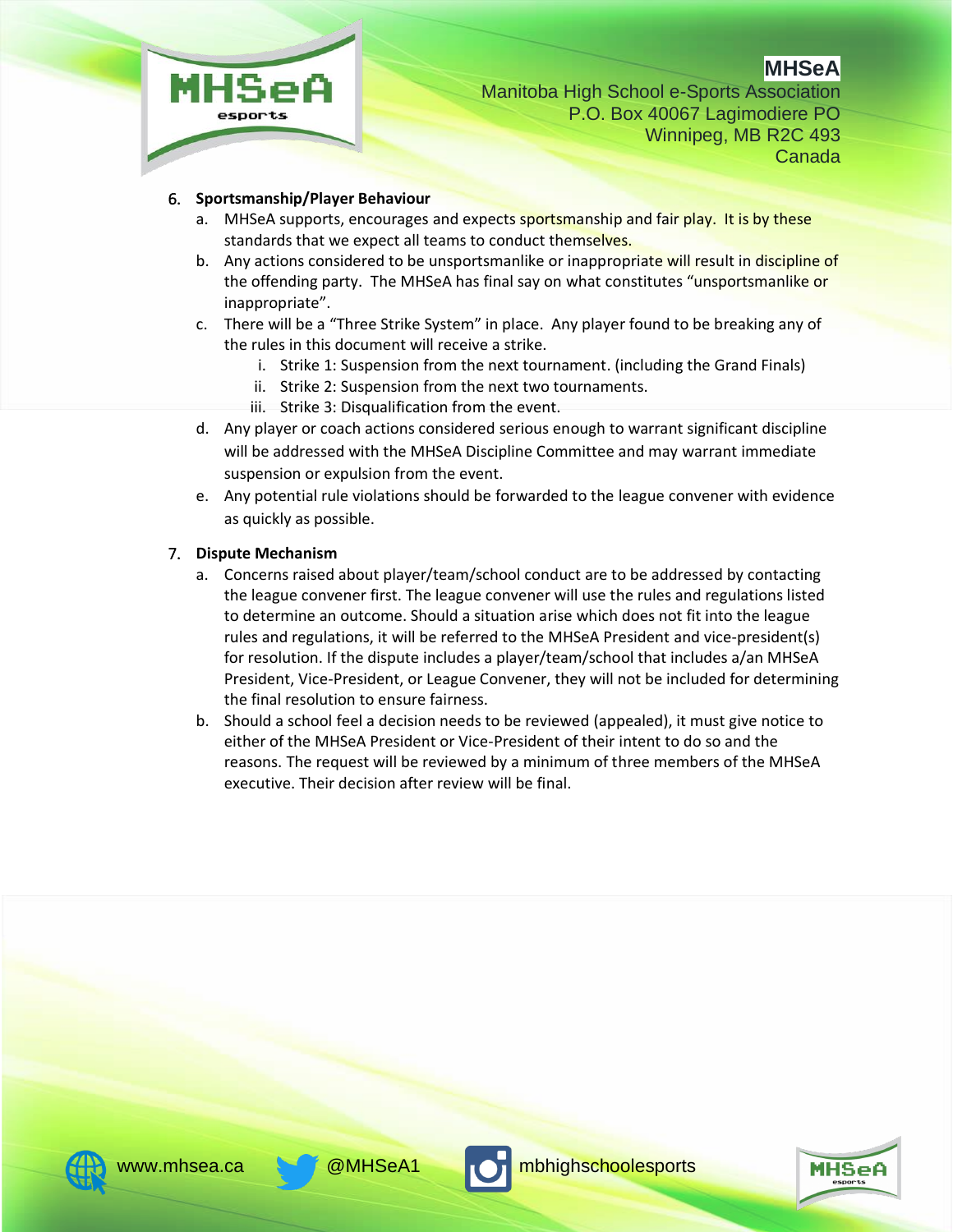6. **Sportsmanship/Player Behaviour**
   a. MHSeA supports, encourages and expects sportsmanship and fair play. It is by these standards that we expect all teams to conduct themselves.
   b. Any actions considered to be unsportsmanlike or inappropriate will result in discipline of the offending party. The MHSeA has final say on what constitutes “unsportsmanlike or inappropriate”.
   c. There will be a “Three Strike System” in place. Any player found to be breaking any of the rules in this document will receive a strike.
      i. Strike 1: Suspension from the next tournament. (including the Grand Finals)
      ii. Strike 2: Suspension from the next two tournaments.
      iii. Strike 3: Disqualification from the event.
   d. Any player or coach actions considered serious enough to warrant significant discipline will be addressed with the MHSeA Discipline Committee and may warrant immediate suspension or expulsion from the event.
   e. Any potential rule violations should be forwarded to the league convener with evidence as quickly as possible.

7. **Dispute Mechanism**
   a. Concerns raised about player/team/school conduct are to be addressed by contacting the league convener first. The league convener will use the rules and regulations listed to determine an outcome. Should a situation arise which does not fit into the league rules and regulations, it will be referred to the MHSeA President and vice-president(s) for resolution. If the dispute includes a player/team/school that includes a/an MHSeA President, Vice-President, or League Convener, they will not be included for determining the final resolution to ensure fairness.
   b. Should a school feel a decision needs to be reviewed (appealed), it must give notice to either of the MHSeA President or Vice-President of their intent to do so and the reasons. The request will be reviewed by a minimum of three members of the MHSeA executive. Their decision after review will be final.